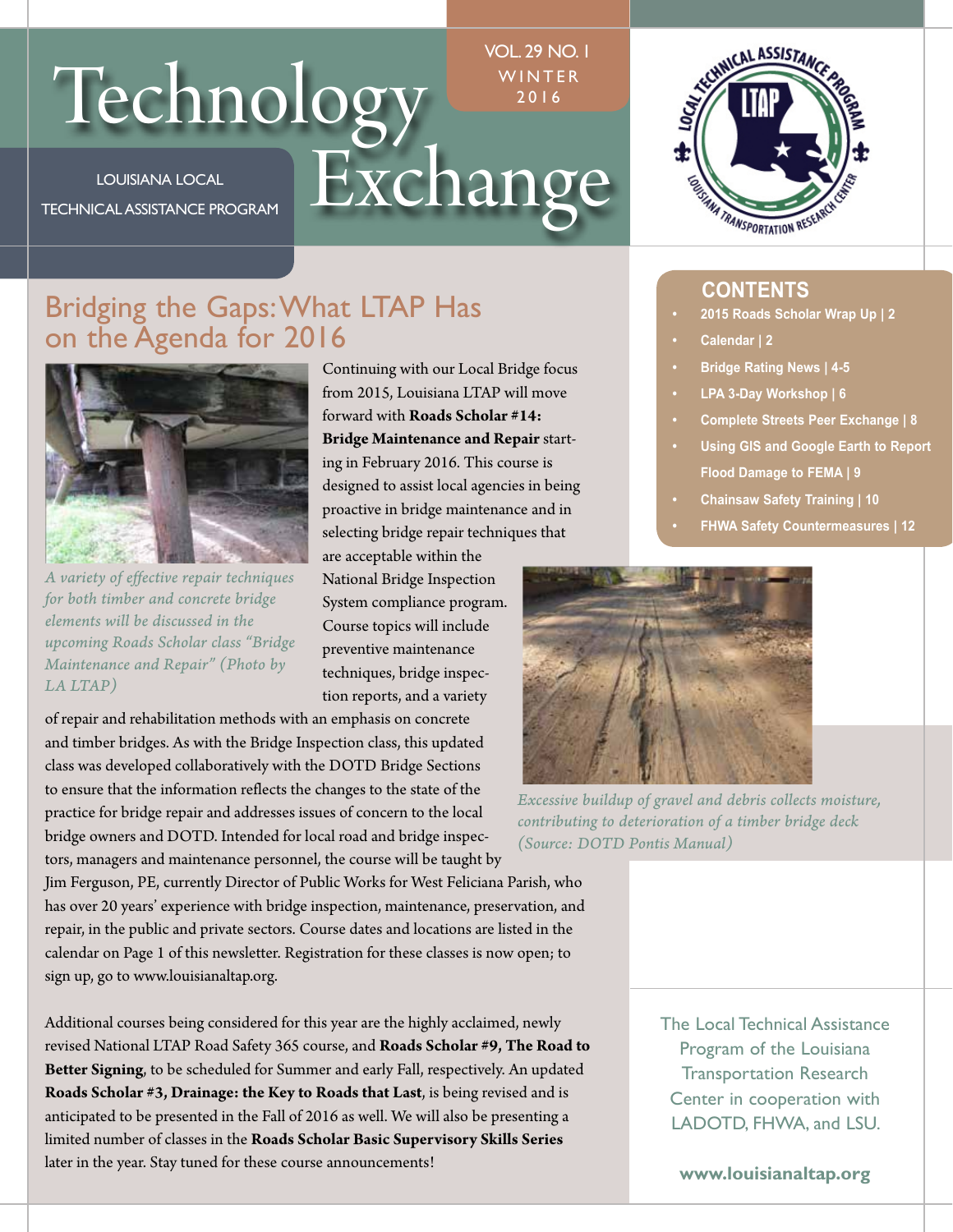# Technology Exchange

LOUISIANA LOCAL TECHNICAL ASSISTANCE PROGRAM

VOL. 29 NO. 1
WINTER 2016

## CONTENTS

- 2015 Roads Scholar Wrap Up | 2
- Calendar | 2
- Bridge Rating News | 4-5
- LPA 3-Day Workshop | 6
- Complete Streets Peer Exchange | 8
- Using GIS and Google Earth to Report Flood Damage to FEMA | 9
- Chainsaw Safety Training | 10
- FHWA Safety Countermeasures | 12

## Bridging the Gaps: What LTAP Has on the Agenda for 2016

*A variety of effective repair techniques for both timber and concrete bridge elements will be discussed in the upcoming Roads Scholar class "Bridge Maintenance and Repair" (Photo by LA LTAP)*

Continuing with our Local Bridge focus from 2015, Louisiana LTAP will move forward with **Roads Scholar #14: Bridge Maintenance and Repair** starting in February 2016. This course is designed to assist local agencies in being proactive in bridge maintenance and in selecting bridge repair techniques that are acceptable within the National Bridge Inspection System compliance program. Course topics will include preventive maintenance techniques, bridge inspection reports, and a variety of repair and rehabilitation methods with an emphasis on concrete and timber bridges. As with the Bridge Inspection class, this updated class was developed collaboratively with the DOTD Bridge Sections to ensure that the information reflects the changes to the state of the practice for bridge repair and addresses issues of concern to the local bridge owners and DOTD. Intended for local road and bridge inspectors, managers and maintenance personnel, the course will be taught by Jim Ferguson, PE, currently Director of Public Works for West Feliciana Parish, who has over 20 years' experience with bridge inspection, maintenance, preservation, and repair, in the public and private sectors. Course dates and locations are listed in the calendar on Page 1 of this newsletter. Registration for these classes is now open; to sign up, go to www.louisianaltap.org.

*Excessive buildup of gravel and debris collects moisture, contributing to deterioration of a timber bridge deck (Source: DOTD Pontis Manual)*

Additional courses being considered for this year are the highly acclaimed, newly revised National LTAP Road Safety 365 course, and **Roads Scholar #9, The Road to Better Signing**, to be scheduled for Summer and early Fall, respectively. An updated **Roads Scholar #3, Drainage: the Key to Roads that Last**, is being revised and is anticipated to be presented in the Fall of 2016 as well. We will also be presenting a limited number of classes in the **Roads Scholar Basic Supervisory Skills Series** later in the year. Stay tuned for these course announcements!

The Local Technical Assistance Program of the Louisiana Transportation Research Center in cooperation with LADOTD, FHWA, and LSU.

**www.louisianaltap.org**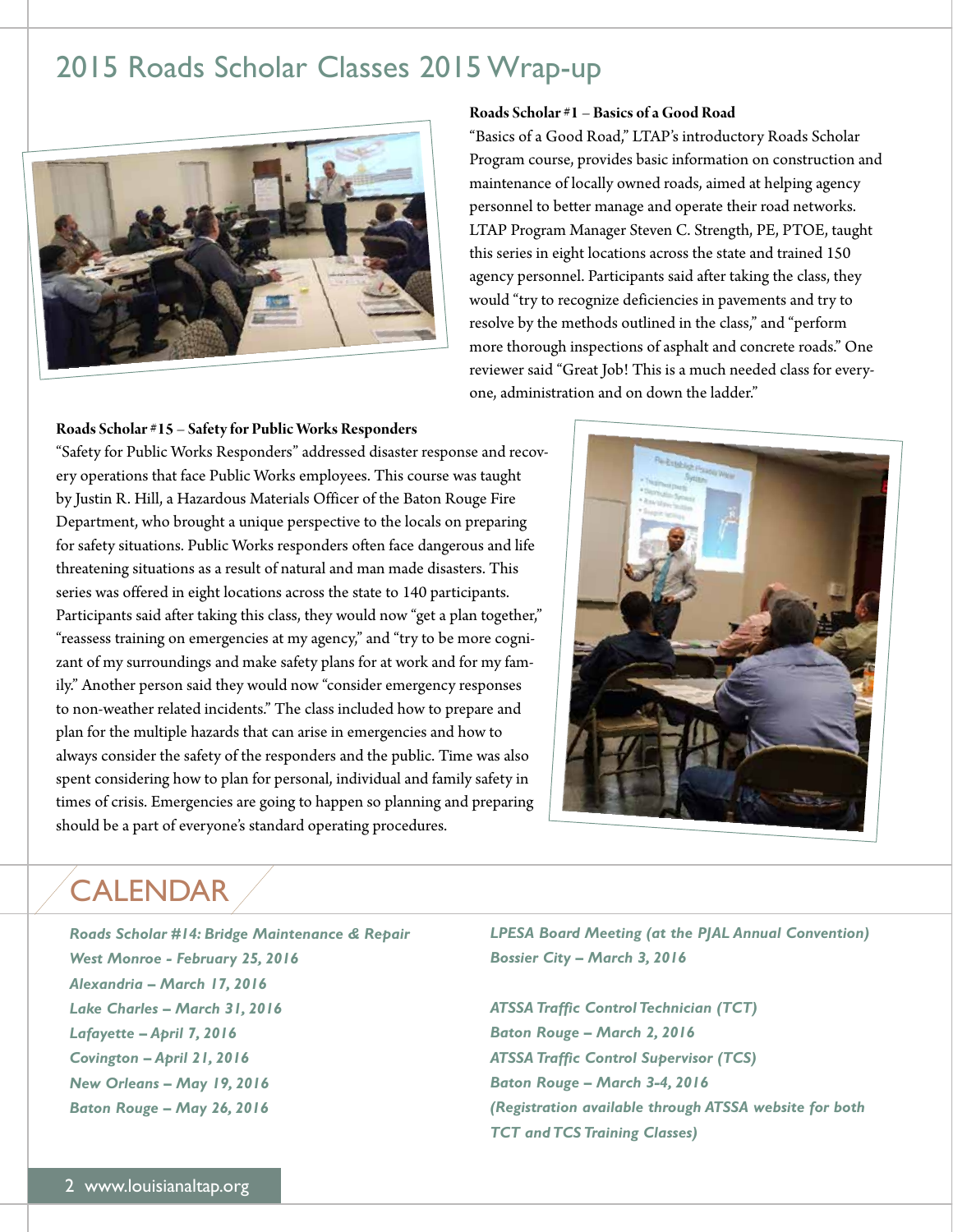# 2015 Roads Scholar Classes 2015 Wrap-up

**Roads Scholar #1 – Basics of a Good Road**

"Basics of a Good Road," LTAP's introductory Roads Scholar Program course, provides basic information on construction and maintenance of locally owned roads, aimed at helping agency personnel to better manage and operate their road networks. LTAP Program Manager Steven C. Strength, PE, PTOE, taught this series in eight locations across the state and trained 150 agency personnel. Participants said after taking the class, they would "try to recognize deficiencies in pavements and try to resolve by the methods outlined in the class," and "perform more thorough inspections of asphalt and concrete roads." One reviewer said "Great Job! This is a much needed class for everyone, administration and on down the ladder."

**Roads Scholar #15 – Safety for Public Works Responders**

"Safety for Public Works Responders" addressed disaster response and recovery operations that face Public Works employees. This course was taught by Justin R. Hill, a Hazardous Materials Officer of the Baton Rouge Fire Department, who brought a unique perspective to the locals on preparing for safety situations. Public Works responders often face dangerous and life threatening situations as a result of natural and man made disasters. This series was offered in eight locations across the state to 140 participants. Participants said after taking this class, they would now "get a plan together," "reassess training on emergencies at my agency," and "try to be more cognizant of my surroundings and make safety plans for at work and for my family." Another person said they would now "consider emergency responses to non-weather related incidents." The class included how to prepare and plan for the multiple hazards that can arise in emergencies and how to always consider the safety of the responders and the public. Time was also spent considering how to plan for personal, individual and family safety in times of crisis. Emergencies are going to happen so planning and preparing should be a part of everyone's standard operating procedures.

## CALENDAR

*Roads Scholar #14: Bridge Maintenance & Repair*
*West Monroe - February 25, 2016*
*Alexandria – March 17, 2016*
*Lake Charles – March 31, 2016*
*Lafayette – April 7, 2016*
*Covington – April 21, 2016*
*New Orleans – May 19, 2016*
*Baton Rouge – May 26, 2016*

*LPESA Board Meeting (at the PJAL Annual Convention)*
*Bossier City – March 3, 2016*

*ATSSA Traffic Control Technician (TCT)*
*Baton Rouge – March 2, 2016*
*ATSSA Traffic Control Supervisor (TCS)*
*Baton Rouge – March 3-4, 2016*
*(Registration available through ATSSA website for both TCT and TCS Training Classes)*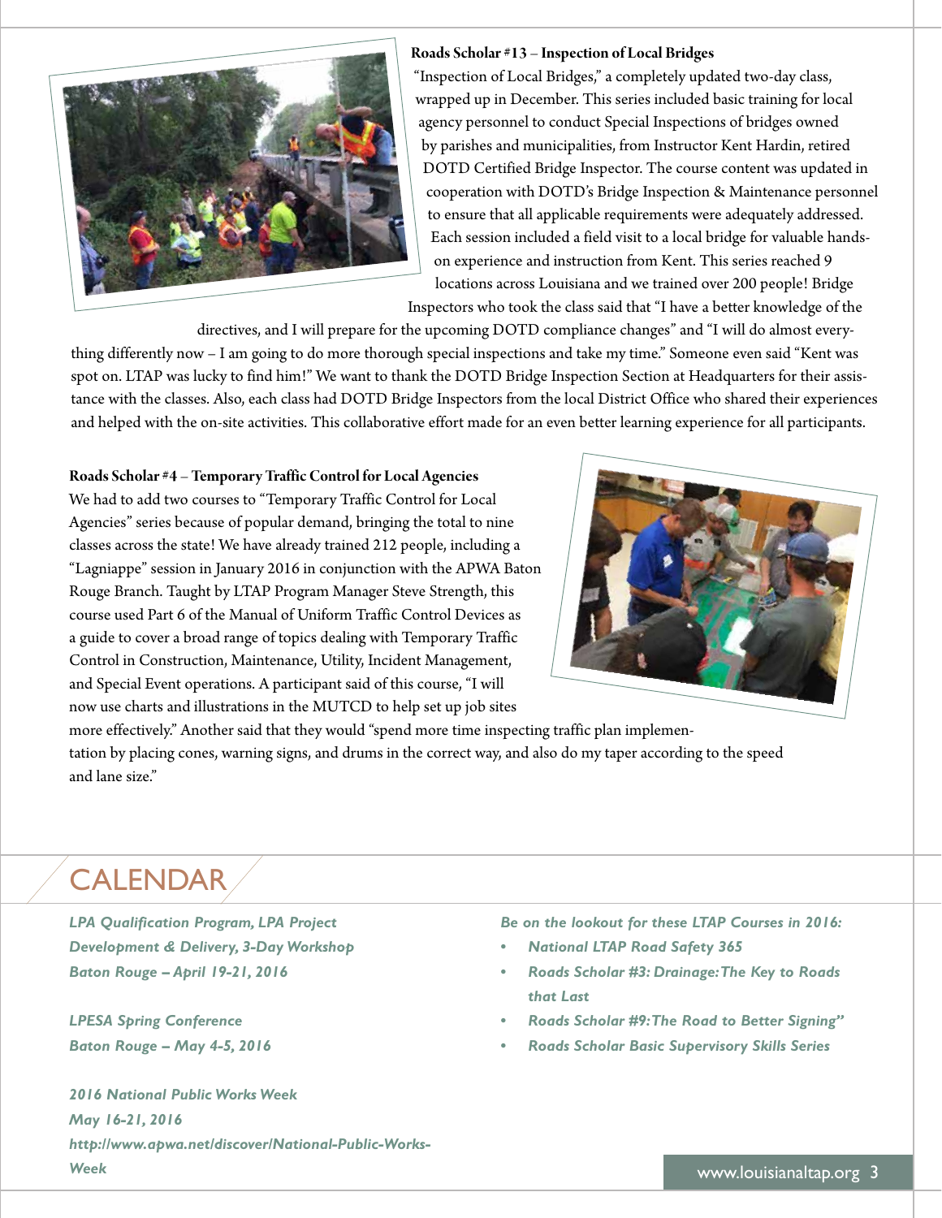**Roads Scholar #13 – Inspection of Local Bridges**

"Inspection of Local Bridges," a completely updated two-day class, wrapped up in December. This series included basic training for local agency personnel to conduct Special Inspections of bridges owned by parishes and municipalities, from Instructor Kent Hardin, retired DOTD Certified Bridge Inspector. The course content was updated in cooperation with DOTD's Bridge Inspection & Maintenance personnel to ensure that all applicable requirements were adequately addressed. Each session included a field visit to a local bridge for valuable hands-on experience and instruction from Kent. This series reached 9 locations across Louisiana and we trained over 200 people! Bridge Inspectors who took the class said that "I have a better knowledge of the directives, and I will prepare for the upcoming DOTD compliance changes" and "I will do almost everything differently now – I am going to do more thorough special inspections and take my time." Someone even said "Kent was spot on. LTAP was lucky to find him!" We want to thank the DOTD Bridge Inspection Section at Headquarters for their assistance with the classes. Also, each class had DOTD Bridge Inspectors from the local District Office who shared their experiences and helped with the on-site activities. This collaborative effort made for an even better learning experience for all participants.

**Roads Scholar #4 – Temporary Traffic Control for Local Agencies**

We had to add two courses to "Temporary Traffic Control for Local Agencies" series because of popular demand, bringing the total to nine classes across the state! We have already trained 212 people, including a "Lagniappe" session in January 2016 in conjunction with the APWA Baton Rouge Branch. Taught by LTAP Program Manager Steve Strength, this course used Part 6 of the Manual of Uniform Traffic Control Devices as a guide to cover a broad range of topics dealing with Temporary Traffic Control in Construction, Maintenance, Utility, Incident Management, and Special Event operations. A participant said of this course, "I will now use charts and illustrations in the MUTCD to help set up job sites more effectively." Another said that they would "spend more time inspecting traffic plan implementation by placing cones, warning signs, and drums in the correct way, and also do my taper according to the speed and lane size."

## CALENDAR

*LPA Qualification Program, LPA Project Development & Delivery, 3-Day Workshop*
*Baton Rouge – April 19-21, 2016*

*LPESA Spring Conference*
*Baton Rouge – May 4-5, 2016*

*2016 National Public Works Week*
*May 16-21, 2016*
*http://www.apwa.net/discover/National-Public-Works-Week*

*Be on the lookout for these LTAP Courses in 2016:*

- *National LTAP Road Safety 365*
- *Roads Scholar #3: Drainage: The Key to Roads that Last*
- *Roads Scholar #9: The Road to Better Signing"*
- *Roads Scholar Basic Supervisory Skills Series*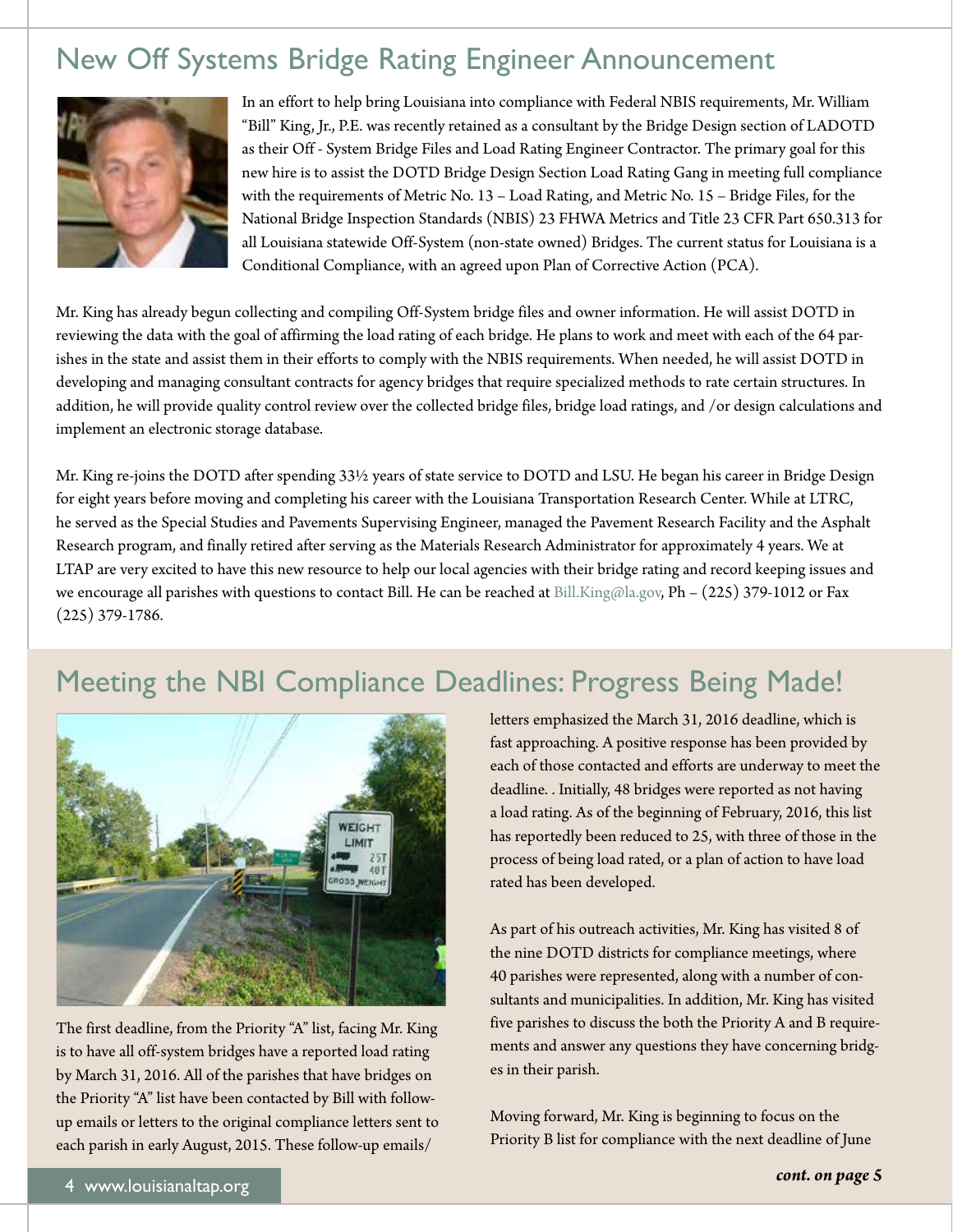## New Off Systems Bridge Rating Engineer Announcement

In an effort to help bring Louisiana into compliance with Federal NBIS requirements, Mr. William "Bill" King, Jr., P.E. was recently retained as a consultant by the Bridge Design section of LADOTD as their Off - System Bridge Files and Load Rating Engineer Contractor. The primary goal for this new hire is to assist the DOTD Bridge Design Section Load Rating Gang in meeting full compliance with the requirements of Metric No. 13 – Load Rating, and Metric No. 15 – Bridge Files, for the National Bridge Inspection Standards (NBIS) 23 FHWA Metrics and Title 23 CFR Part 650.313 for all Louisiana statewide Off-System (non-state owned) Bridges. The current status for Louisiana is a Conditional Compliance, with an agreed upon Plan of Corrective Action (PCA).

Mr. King has already begun collecting and compiling Off-System bridge files and owner information. He will assist DOTD in reviewing the data with the goal of affirming the load rating of each bridge. He plans to work and meet with each of the 64 parishes in the state and assist them in their efforts to comply with the NBIS requirements. When needed, he will assist DOTD in developing and managing consultant contracts for agency bridges that require specialized methods to rate certain structures. In addition, he will provide quality control review over the collected bridge files, bridge load ratings, and /or design calculations and implement an electronic storage database.

Mr. King re-joins the DOTD after spending 33½ years of state service to DOTD and LSU. He began his career in Bridge Design for eight years before moving and completing his career with the Louisiana Transportation Research Center. While at LTRC, he served as the Special Studies and Pavements Supervising Engineer, managed the Pavement Research Facility and the Asphalt Research program, and finally retired after serving as the Materials Research Administrator for approximately 4 years. We at LTAP are very excited to have this new resource to help our local agencies with their bridge rating and record keeping issues and we encourage all parishes with questions to contact Bill. He can be reached at Bill.King@la.gov, Ph – (225) 379-1012 or Fax (225) 379-1786.

## Meeting the NBI Compliance Deadlines: Progress Being Made!

The first deadline, from the Priority "A" list, facing Mr. King is to have all off-system bridges have a reported load rating by March 31, 2016. All of the parishes that have bridges on the Priority "A" list have been contacted by Bill with follow-up emails or letters to the original compliance letters sent to each parish in early August, 2015. These follow-up emails/letters emphasized the March 31, 2016 deadline, which is fast approaching. A positive response has been provided by each of those contacted and efforts are underway to meet the deadline. . Initially, 48 bridges were reported as not having a load rating. As of the beginning of February, 2016, this list has reportedly been reduced to 25, with three of those in the process of being load rated, or a plan of action to have load rated has been developed.

As part of his outreach activities, Mr. King has visited 8 of the nine DOTD districts for compliance meetings, where 40 parishes were represented, along with a number of consultants and municipalities. In addition, Mr. King has visited five parishes to discuss the both the Priority A and B requirements and answer any questions they have concerning bridges in their parish.

Moving forward, Mr. King is beginning to focus on the Priority B list for compliance with the next deadline of June

*cont. on page 5*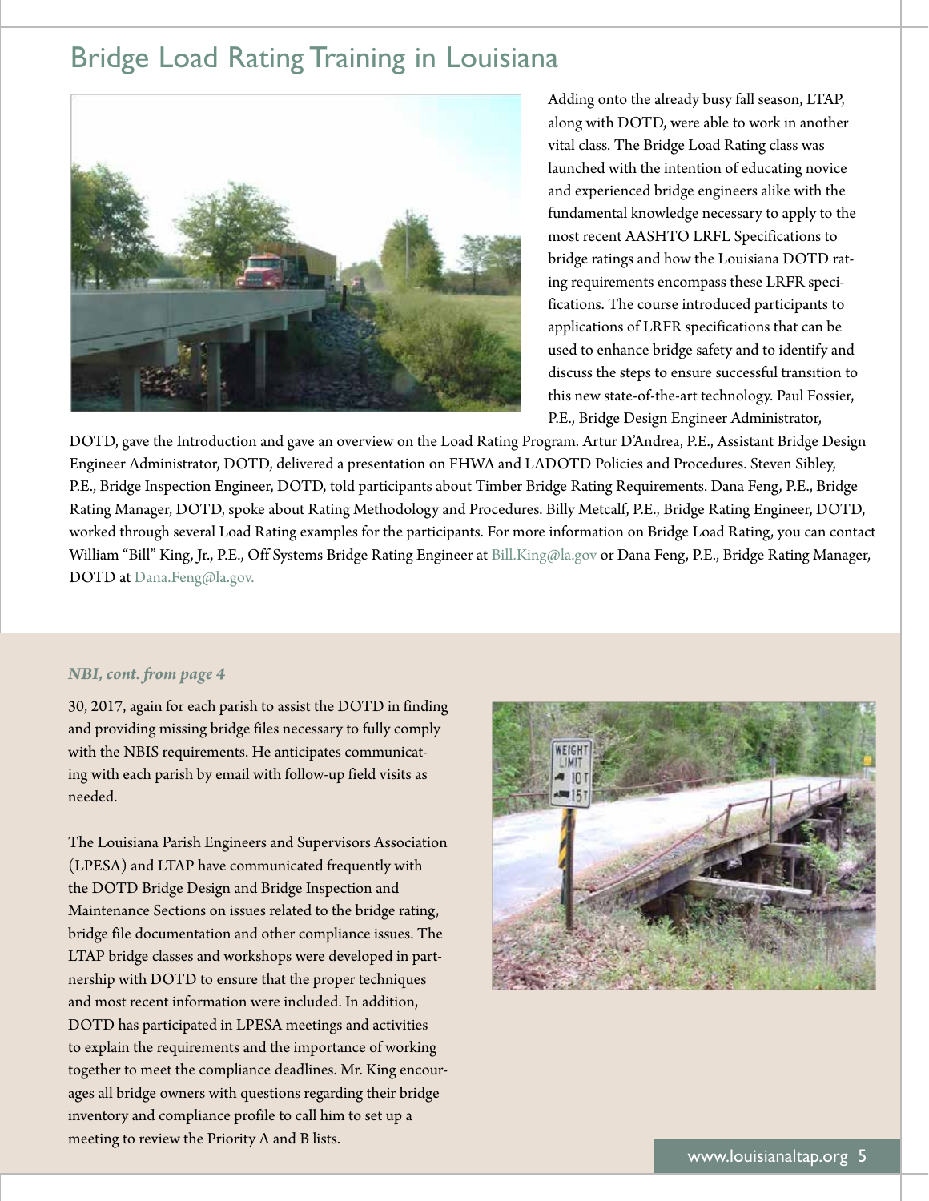# Bridge Load Rating Training in Louisiana

Adding onto the already busy fall season, LTAP, along with DOTD, were able to work in another vital class. The Bridge Load Rating class was launched with the intention of educating novice and experienced bridge engineers alike with the fundamental knowledge necessary to apply to the most recent AASHTO LRFL Specifications to bridge ratings and how the Louisiana DOTD rating requirements encompass these LRFR specifications. The course introduced participants to applications of LRFR specifications that can be used to enhance bridge safety and to identify and discuss the steps to ensure successful transition to this new state-of-the-art technology. Paul Fossier, P.E., Bridge Design Engineer Administrator, DOTD, gave the Introduction and gave an overview on the Load Rating Program. Artur D'Andrea, P.E., Assistant Bridge Design Engineer Administrator, DOTD, delivered a presentation on FHWA and LADOTD Policies and Procedures. Steven Sibley, P.E., Bridge Inspection Engineer, DOTD, told participants about Timber Bridge Rating Requirements. Dana Feng, P.E., Bridge Rating Manager, DOTD, spoke about Rating Methodology and Procedures. Billy Metcalf, P.E., Bridge Rating Engineer, DOTD, worked through several Load Rating examples for the participants. For more information on Bridge Load Rating, you can contact William "Bill" King, Jr., P.E., Off Systems Bridge Rating Engineer at Bill.King@la.gov or Dana Feng, P.E., Bridge Rating Manager, DOTD at Dana.Feng@la.gov.

*NBI, cont. from page 4*

30, 2017, again for each parish to assist the DOTD in finding and providing missing bridge files necessary to fully comply with the NBIS requirements. He anticipates communicating with each parish by email with follow-up field visits as needed.

The Louisiana Parish Engineers and Supervisors Association (LPESA) and LTAP have communicated frequently with the DOTD Bridge Design and Bridge Inspection and Maintenance Sections on issues related to the bridge rating, bridge file documentation and other compliance issues. The LTAP bridge classes and workshops were developed in partnership with DOTD to ensure that the proper techniques and most recent information were included. In addition, DOTD has participated in LPESA meetings and activities to explain the requirements and the importance of working together to meet the compliance deadlines. Mr. King encourages all bridge owners with questions regarding their bridge inventory and compliance profile to call him to set up a meeting to review the Priority A and B lists.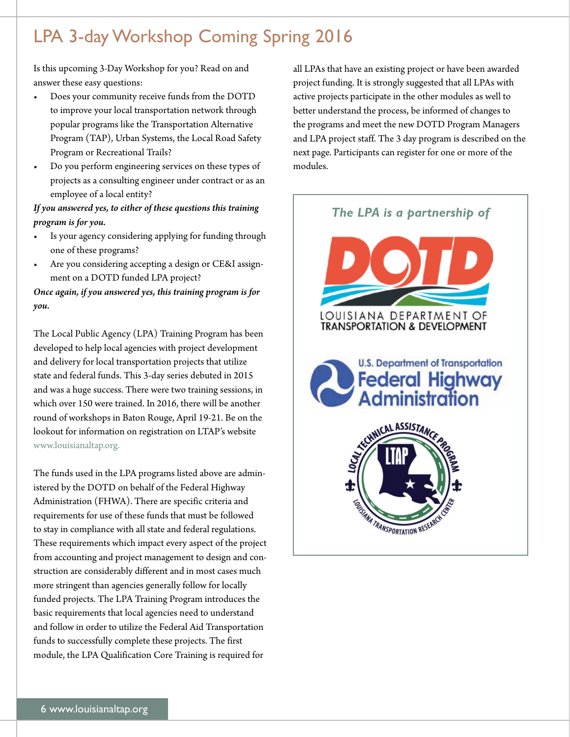# LPA 3-day Workshop Coming Spring 2016

Is this upcoming 3-Day Workshop for you? Read on and answer these easy questions:

- Does your community receive funds from the DOTD to improve your local transportation network through popular programs like the Transportation Alternative Program (TAP), Urban Systems, the Local Road Safety Program or Recreational Trails?
- Do you perform engineering services on these types of projects as a consulting engineer under contract or as an employee of a local entity?

***If you answered yes, to either of these questions this training program is for you.***

- Is your agency considering applying for funding through one of these programs?
- Are you considering accepting a design or CE&I assignment on a DOTD funded LPA project?

***Once again, if you answered yes, this training program is for you.***

The Local Public Agency (LPA) Training Program has been developed to help local agencies with project development and delivery for local transportation projects that utilize state and federal funds. This 3-day series debuted in 2015 and was a huge success. There were two training sessions, in which over 150 were trained. In 2016, there will be another round of workshops in Baton Rouge, April 19-21. Be on the lookout for information on registration on LTAP's website www.louisianaltap.org.

The funds used in the LPA programs listed above are administered by the DOTD on behalf of the Federal Highway Administration (FHWA). There are specific criteria and requirements for use of these funds that must be followed to stay in compliance with all state and federal regulations. These requirements which impact every aspect of the project from accounting and project management to design and construction are considerably different and in most cases much more stringent than agencies generally follow for locally funded projects. The LPA Training Program introduces the basic requirements that local agencies need to understand and follow in order to utilize the Federal Aid Transportation funds to successfully complete these projects. The first module, the LPA Qualification Core Training is required for all LPAs that have an existing project or have been awarded project funding. It is strongly suggested that all LPAs with active projects participate in the other modules as well to better understand the process, be informed of changes to the programs and meet the new DOTD Program Managers and LPA project staff. The 3 day program is described on the next page. Participants can register for one or more of the modules.

*The LPA is a partnership of*

LOUISIANA DEPARTMENT OF TRANSPORTATION & DEVELOPMENT

U.S. Department of Transportation Federal Highway Administration

LOCAL TECHNICAL ASSISTANCE PROGRAM — LTAP — LOUISIANA TRANSPORTATION RESEARCH CENTER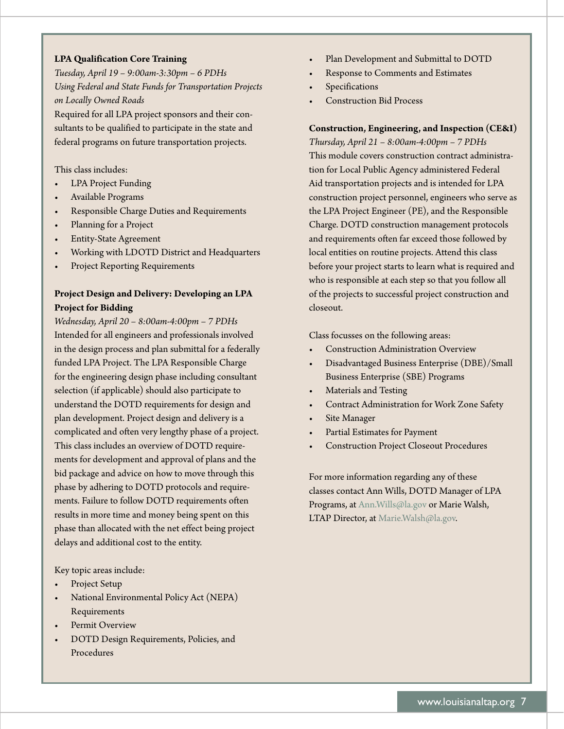**LPA Qualification Core Training**

*Tuesday, April 19 – 9:00am-3:30pm – 6 PDHs*

*Using Federal and State Funds for Transportation Projects on Locally Owned Roads*

Required for all LPA project sponsors and their consultants to be qualified to participate in the state and federal programs on future transportation projects.

This class includes:

- LPA Project Funding
- Available Programs
- Responsible Charge Duties and Requirements
- Planning for a Project
- Entity-State Agreement
- Working with LDOTD District and Headquarters
- Project Reporting Requirements

**Project Design and Delivery: Developing an LPA Project for Bidding**

*Wednesday, April 20 – 8:00am-4:00pm – 7 PDHs*

Intended for all engineers and professionals involved in the design process and plan submittal for a federally funded LPA Project. The LPA Responsible Charge for the engineering design phase including consultant selection (if applicable) should also participate to understand the DOTD requirements for design and plan development. Project design and delivery is a complicated and often very lengthy phase of a project. This class includes an overview of DOTD requirements for development and approval of plans and the bid package and advice on how to move through this phase by adhering to DOTD protocols and requirements. Failure to follow DOTD requirements often results in more time and money being spent on this phase than allocated with the net effect being project delays and additional cost to the entity.

Key topic areas include:

- Project Setup
- National Environmental Policy Act (NEPA) Requirements
- Permit Overview
- DOTD Design Requirements, Policies, and Procedures
- Plan Development and Submittal to DOTD
- Response to Comments and Estimates
- Specifications
- Construction Bid Process

**Construction, Engineering, and Inspection (CE&I)**

*Thursday, April 21 – 8:00am-4:00pm – 7 PDHs*

This module covers construction contract administration for Local Public Agency administered Federal Aid transportation projects and is intended for LPA construction project personnel, engineers who serve as the LPA Project Engineer (PE), and the Responsible Charge. DOTD construction management protocols and requirements often far exceed those followed by local entities on routine projects. Attend this class before your project starts to learn what is required and who is responsible at each step so that you follow all of the projects to successful project construction and closeout.

Class focusses on the following areas:

- Construction Administration Overview
- Disadvantaged Business Enterprise (DBE)/Small Business Enterprise (SBE) Programs
- Materials and Testing
- Contract Administration for Work Zone Safety
- Site Manager
- Partial Estimates for Payment
- Construction Project Closeout Procedures

For more information regarding any of these classes contact Ann Wills, DOTD Manager of LPA Programs, at Ann.Wills@la.gov or Marie Walsh, LTAP Director, at Marie.Walsh@la.gov.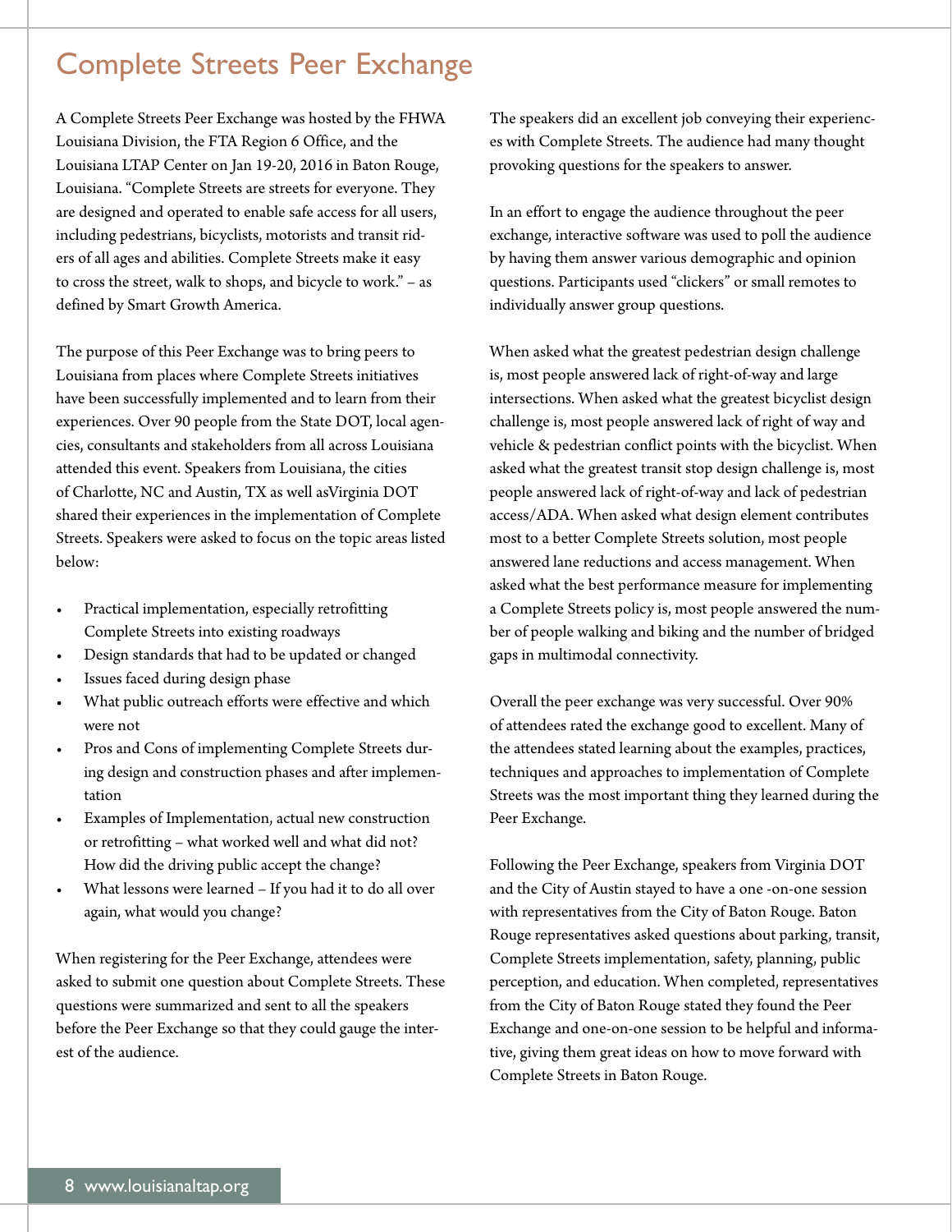# Complete Streets Peer Exchange

A Complete Streets Peer Exchange was hosted by the FHWA Louisiana Division, the FTA Region 6 Office, and the Louisiana LTAP Center on Jan 19-20, 2016 in Baton Rouge, Louisiana. "Complete Streets are streets for everyone. They are designed and operated to enable safe access for all users, including pedestrians, bicyclists, motorists and transit riders of all ages and abilities. Complete Streets make it easy to cross the street, walk to shops, and bicycle to work." – as defined by Smart Growth America.

The purpose of this Peer Exchange was to bring peers to Louisiana from places where Complete Streets initiatives have been successfully implemented and to learn from their experiences. Over 90 people from the State DOT, local agencies, consultants and stakeholders from all across Louisiana attended this event. Speakers from Louisiana, the cities of Charlotte, NC and Austin, TX as well asVirginia DOT shared their experiences in the implementation of Complete Streets. Speakers were asked to focus on the topic areas listed below:

- Practical implementation, especially retrofitting Complete Streets into existing roadways
- Design standards that had to be updated or changed
- Issues faced during design phase
- What public outreach efforts were effective and which were not
- Pros and Cons of implementing Complete Streets during design and construction phases and after implementation
- Examples of Implementation, actual new construction or retrofitting – what worked well and what did not? How did the driving public accept the change?
- What lessons were learned – If you had it to do all over again, what would you change?

When registering for the Peer Exchange, attendees were asked to submit one question about Complete Streets. These questions were summarized and sent to all the speakers before the Peer Exchange so that they could gauge the interest of the audience.

The speakers did an excellent job conveying their experiences with Complete Streets. The audience had many thought provoking questions for the speakers to answer.

In an effort to engage the audience throughout the peer exchange, interactive software was used to poll the audience by having them answer various demographic and opinion questions. Participants used "clickers" or small remotes to individually answer group questions.

When asked what the greatest pedestrian design challenge is, most people answered lack of right-of-way and large intersections. When asked what the greatest bicyclist design challenge is, most people answered lack of right of way and vehicle & pedestrian conflict points with the bicyclist. When asked what the greatest transit stop design challenge is, most people answered lack of right-of-way and lack of pedestrian access/ADA. When asked what design element contributes most to a better Complete Streets solution, most people answered lane reductions and access management. When asked what the best performance measure for implementing a Complete Streets policy is, most people answered the number of people walking and biking and the number of bridged gaps in multimodal connectivity.

Overall the peer exchange was very successful. Over 90% of attendees rated the exchange good to excellent. Many of the attendees stated learning about the examples, practices, techniques and approaches to implementation of Complete Streets was the most important thing they learned during the Peer Exchange.

Following the Peer Exchange, speakers from Virginia DOT and the City of Austin stayed to have a one -on-one session with representatives from the City of Baton Rouge. Baton Rouge representatives asked questions about parking, transit, Complete Streets implementation, safety, planning, public perception, and education. When completed, representatives from the City of Baton Rouge stated they found the Peer Exchange and one-on-one session to be helpful and informative, giving them great ideas on how to move forward with Complete Streets in Baton Rouge.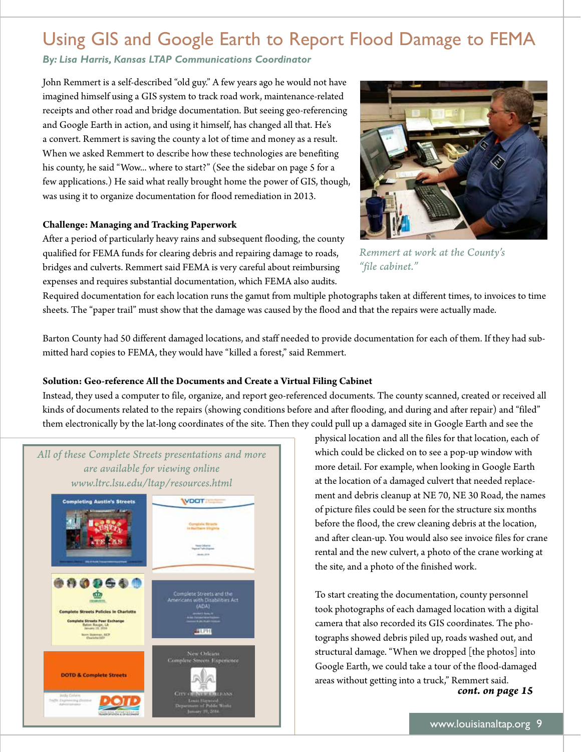# Using GIS and Google Earth to Report Flood Damage to FEMA

*By: Lisa Harris, Kansas LTAP Communications Coordinator*

John Remmert is a self-described "old guy." A few years ago he would not have imagined himself using a GIS system to track road work, maintenance-related receipts and other road and bridge documentation. But seeing geo-referencing and Google Earth in action, and using it himself, has changed all that. He's a convert. Remmert is saving the county a lot of time and money as a result. When we asked Remmert to describe how these technologies are benefiting his county, he said "Wow... where to start?" (See the sidebar on page 5 for a few applications.) He said what really brought home the power of GIS, though, was using it to organize documentation for flood remediation in 2013.

*Remmert at work at the County's "file cabinet."*

**Challenge: Managing and Tracking Paperwork**

After a period of particularly heavy rains and subsequent flooding, the county qualified for FEMA funds for clearing debris and repairing damage to roads, bridges and culverts. Remmert said FEMA is very careful about reimbursing expenses and requires substantial documentation, which FEMA also audits. Required documentation for each location runs the gamut from multiple photographs taken at different times, to invoices to time sheets. The "paper trail" must show that the damage was caused by the flood and that the repairs were actually made.

Barton County had 50 different damaged locations, and staff needed to provide documentation for each of them. If they had submitted hard copies to FEMA, they would have "killed a forest," said Remmert.

**Solution: Geo-reference All the Documents and Create a Virtual Filing Cabinet**

Instead, they used a computer to file, organize, and report geo-referenced documents. The county scanned, created or received all kinds of documents related to the repairs (showing conditions before and after flooding, and during and after repair) and "filed" them electronically by the lat-long coordinates of the site. Then they could pull up a damaged site in Google Earth and see the physical location and all the files for that location, each of which could be clicked on to see a pop-up window with more detail. For example, when looking in Google Earth at the location of a damaged culvert that needed replacement and debris cleanup at NE 70, NE 30 Road, the names of picture files could be seen for the structure six months before the flood, the crew cleaning debris at the location, and after clean-up. You would also see invoice files for crane rental and the new culvert, a photo of the crane working at the site, and a photo of the finished work.

To start creating the documentation, county personnel took photographs of each damaged location with a digital camera that also recorded its GIS coordinates. The photographs showed debris piled up, roads washed out, and structural damage. "When we dropped [the photos] into Google Earth, we could take a tour of the flood-damaged areas without getting into a truck," Remmert said.

***cont. on page 15***

*All of these Complete Streets presentations and more are available for viewing online www.ltrc.lsu.edu/ltap/resources.html*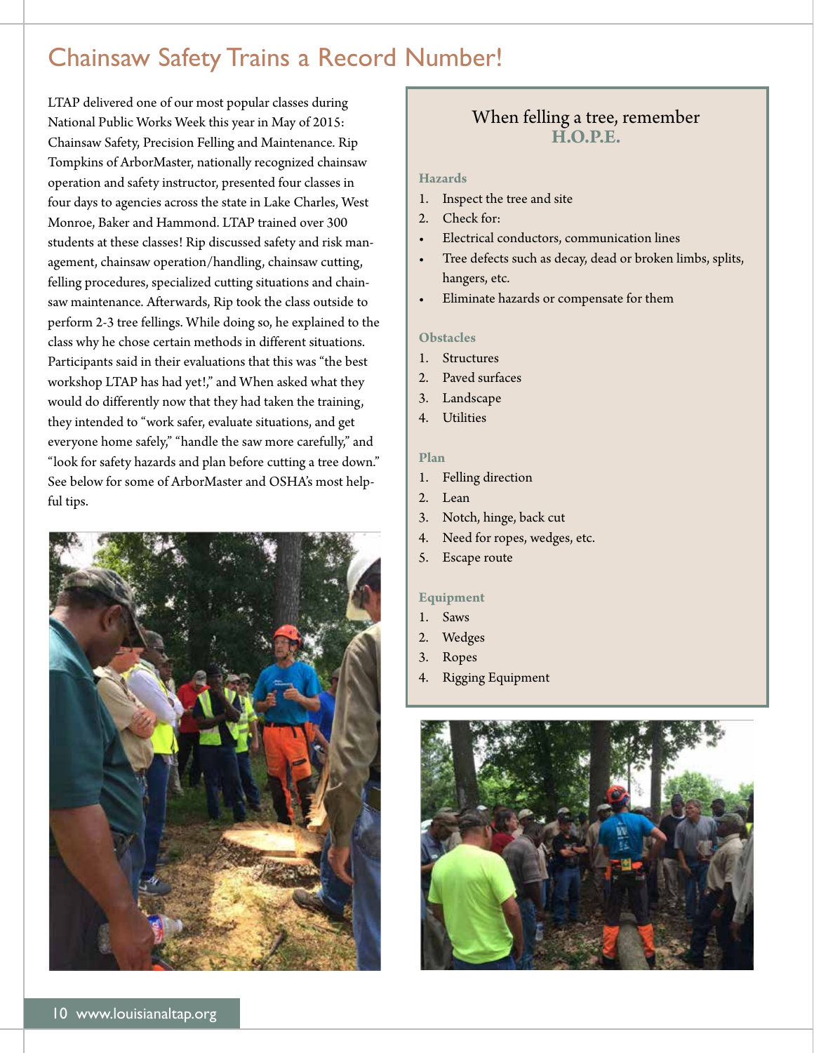# Chainsaw Safety Trains a Record Number!

LTAP delivered one of our most popular classes during National Public Works Week this year in May of 2015: Chainsaw Safety, Precision Felling and Maintenance. Rip Tompkins of ArborMaster, nationally recognized chainsaw operation and safety instructor, presented four classes in four days to agencies across the state in Lake Charles, West Monroe, Baker and Hammond. LTAP trained over 300 students at these classes! Rip discussed safety and risk management, chainsaw operation/handling, chainsaw cutting, felling procedures, specialized cutting situations and chainsaw maintenance. Afterwards, Rip took the class outside to perform 2-3 tree fellings. While doing so, he explained to the class why he chose certain methods in different situations. Participants said in their evaluations that this was "the best workshop LTAP has had yet!," and When asked what they would do differently now that they had taken the training, they intended to "work safer, evaluate situations, and get everyone home safely," "handle the saw more carefully," and "look for safety hazards and plan before cutting a tree down." See below for some of ArborMaster and OSHA's most helpful tips.

## When felling a tree, remember H.O.P.E.

**Hazards**

1. Inspect the tree and site
2. Check for:

- Electrical conductors, communication lines
- Tree defects such as decay, dead or broken limbs, splits, hangers, etc.
- Eliminate hazards or compensate for them

**Obstacles**

1. Structures
2. Paved surfaces
3. Landscape
4. Utilities

**Plan**

1. Felling direction
2. Lean
3. Notch, hinge, back cut
4. Need for ropes, wedges, etc.
5. Escape route

**Equipment**

1. Saws
2. Wedges
3. Ropes
4. Rigging Equipment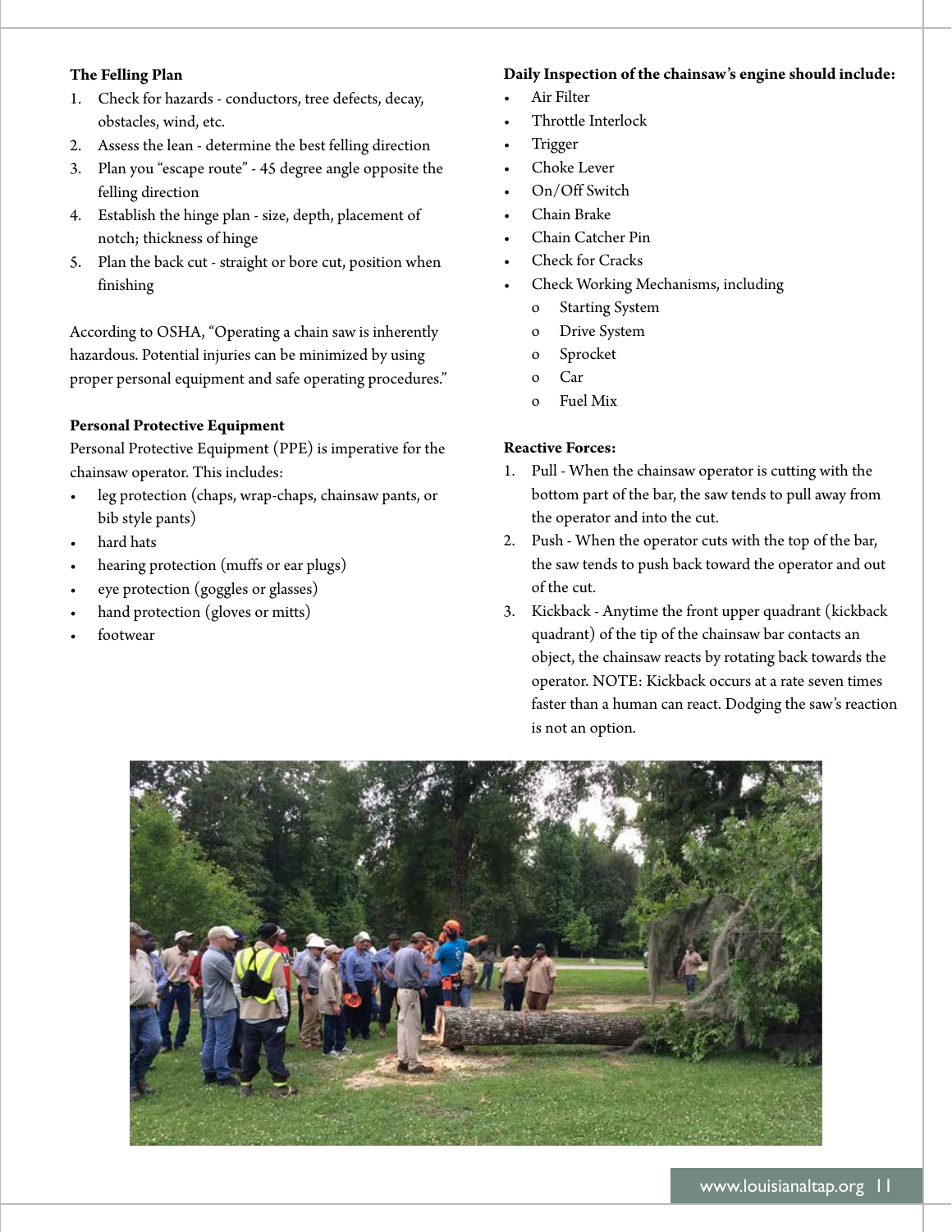**The Felling Plan**

1. Check for hazards - conductors, tree defects, decay, obstacles, wind, etc.
2. Assess the lean - determine the best felling direction
3. Plan you "escape route" - 45 degree angle opposite the felling direction
4. Establish the hinge plan - size, depth, placement of notch; thickness of hinge
5. Plan the back cut - straight or bore cut, position when finishing

According to OSHA, "Operating a chain saw is inherently hazardous. Potential injuries can be minimized by using proper personal equipment and safe operating procedures."

**Personal Protective Equipment**

Personal Protective Equipment (PPE) is imperative for the chainsaw operator. This includes:

- leg protection (chaps, wrap-chaps, chainsaw pants, or bib style pants)
- hard hats
- hearing protection (muffs or ear plugs)
- eye protection (goggles or glasses)
- hand protection (gloves or mitts)
- footwear

**Daily Inspection of the chainsaw's engine should include:**

- Air Filter
- Throttle Interlock
- Trigger
- Choke Lever
- On/Off Switch
- Chain Brake
- Chain Catcher Pin
- Check for Cracks
- Check Working Mechanisms, including
  - Starting System
  - Drive System
  - Sprocket
  - Car
  - Fuel Mix

**Reactive Forces:**

1. Pull - When the chainsaw operator is cutting with the bottom part of the bar, the saw tends to pull away from the operator and into the cut.
2. Push - When the operator cuts with the top of the bar, the saw tends to push back toward the operator and out of the cut.
3. Kickback - Anytime the front upper quadrant (kickback quadrant) of the tip of the chainsaw bar contacts an object, the chainsaw reacts by rotating back towards the operator. NOTE: Kickback occurs at a rate seven times faster than a human can react. Dodging the saw's reaction is not an option.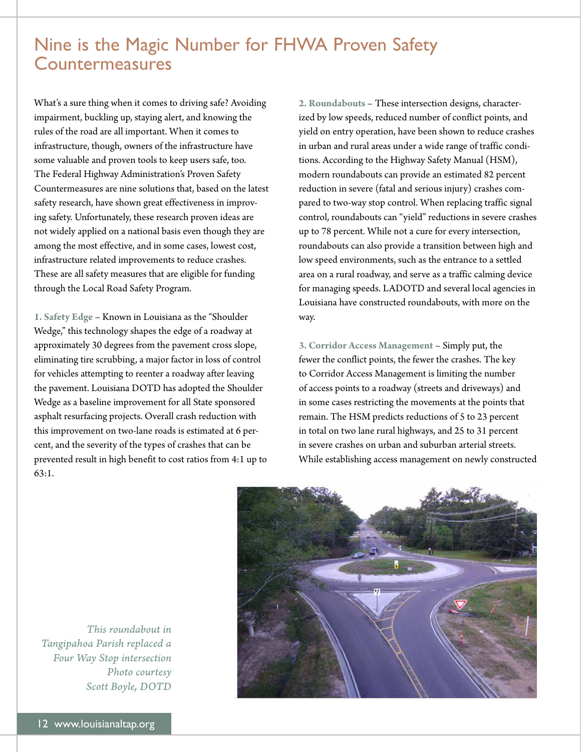# Nine is the Magic Number for FHWA Proven Safety Countermeasures

What's a sure thing when it comes to driving safe? Avoiding impairment, buckling up, staying alert, and knowing the rules of the road are all important. When it comes to infrastructure, though, owners of the infrastructure have some valuable and proven tools to keep users safe, too. The Federal Highway Administration's Proven Safety Countermeasures are nine solutions that, based on the latest safety research, have shown great effectiveness in improving safety. Unfortunately, these research proven ideas are not widely applied on a national basis even though they are among the most effective, and in some cases, lowest cost, infrastructure related improvements to reduce crashes. These are all safety measures that are eligible for funding through the Local Road Safety Program.

**1. Safety Edge** – Known in Louisiana as the "Shoulder Wedge," this technology shapes the edge of a roadway at approximately 30 degrees from the pavement cross slope, eliminating tire scrubbing, a major factor in loss of control for vehicles attempting to reenter a roadway after leaving the pavement. Louisiana DOTD has adopted the Shoulder Wedge as a baseline improvement for all State sponsored asphalt resurfacing projects. Overall crash reduction with this improvement on two-lane roads is estimated at 6 percent, and the severity of the types of crashes that can be prevented result in high benefit to cost ratios from 4:1 up to 63:1.

**2. Roundabouts** – These intersection designs, characterized by low speeds, reduced number of conflict points, and yield on entry operation, have been shown to reduce crashes in urban and rural areas under a wide range of traffic conditions. According to the Highway Safety Manual (HSM), modern roundabouts can provide an estimated 82 percent reduction in severe (fatal and serious injury) crashes compared to two-way stop control. When replacing traffic signal control, roundabouts can "yield" reductions in severe crashes up to 78 percent. While not a cure for every intersection, roundabouts can also provide a transition between high and low speed environments, such as the entrance to a settled area on a rural roadway, and serve as a traffic calming device for managing speeds. LADOTD and several local agencies in Louisiana have constructed roundabouts, with more on the way.

**3. Corridor Access Management** – Simply put, the fewer the conflict points, the fewer the crashes. The key to Corridor Access Management is limiting the number of access points to a roadway (streets and driveways) and in some cases restricting the movements at the points that remain. The HSM predicts reductions of 5 to 23 percent in total on two lane rural highways, and 25 to 31 percent in severe crashes on urban and suburban arterial streets. While establishing access management on newly constructed

*This roundabout in Tangipahoa Parish replaced a Four Way Stop intersection Photo courtesy Scott Boyle, DOTD*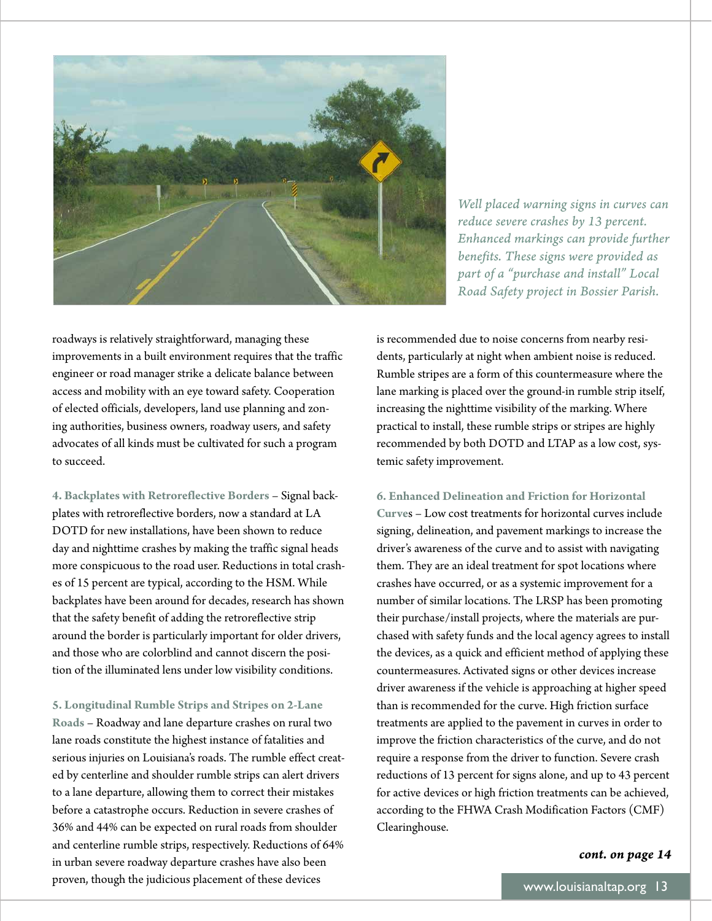*Well placed warning signs in curves can reduce severe crashes by 13 percent. Enhanced markings can provide further benefits. These signs were provided as part of a "purchase and install" Local Road Safety project in Bossier Parish.*

roadways is relatively straightforward, managing these improvements in a built environment requires that the traffic engineer or road manager strike a delicate balance between access and mobility with an eye toward safety. Cooperation of elected officials, developers, land use planning and zoning authorities, business owners, roadway users, and safety advocates of all kinds must be cultivated for such a program to succeed.

**4. Backplates with Retroreflective Borders** – Signal backplates with retroreflective borders, now a standard at LA DOTD for new installations, have been shown to reduce day and nighttime crashes by making the traffic signal heads more conspicuous to the road user. Reductions in total crashes of 15 percent are typical, according to the HSM. While backplates have been around for decades, research has shown that the safety benefit of adding the retroreflective strip around the border is particularly important for older drivers, and those who are colorblind and cannot discern the position of the illuminated lens under low visibility conditions.

**5. Longitudinal Rumble Strips and Stripes on 2-Lane Roads** – Roadway and lane departure crashes on rural two lane roads constitute the highest instance of fatalities and serious injuries on Louisiana's roads. The rumble effect created by centerline and shoulder rumble strips can alert drivers to a lane departure, allowing them to correct their mistakes before a catastrophe occurs. Reduction in severe crashes of 36% and 44% can be expected on rural roads from shoulder and centerline rumble strips, respectively. Reductions of 64% in urban severe roadway departure crashes have also been proven, though the judicious placement of these devices is recommended due to noise concerns from nearby residents, particularly at night when ambient noise is reduced. Rumble stripes are a form of this countermeasure where the lane marking is placed over the ground-in rumble strip itself, increasing the nighttime visibility of the marking. Where practical to install, these rumble strips or stripes are highly recommended by both DOTD and LTAP as a low cost, systemic safety improvement.

**6. Enhanced Delineation and Friction for Horizontal Curves** – Low cost treatments for horizontal curves include signing, delineation, and pavement markings to increase the driver's awareness of the curve and to assist with navigating them. They are an ideal treatment for spot locations where crashes have occurred, or as a systemic improvement for a number of similar locations. The LRSP has been promoting their purchase/install projects, where the materials are purchased with safety funds and the local agency agrees to install the devices, as a quick and efficient method of applying these countermeasures. Activated signs or other devices increase driver awareness if the vehicle is approaching at higher speed than is recommended for the curve. High friction surface treatments are applied to the pavement in curves in order to improve the friction characteristics of the curve, and do not require a response from the driver to function. Severe crash reductions of 13 percent for signs alone, and up to 43 percent for active devices or high friction treatments can be achieved, according to the FHWA Crash Modification Factors (CMF) Clearinghouse.

***cont. on page 14***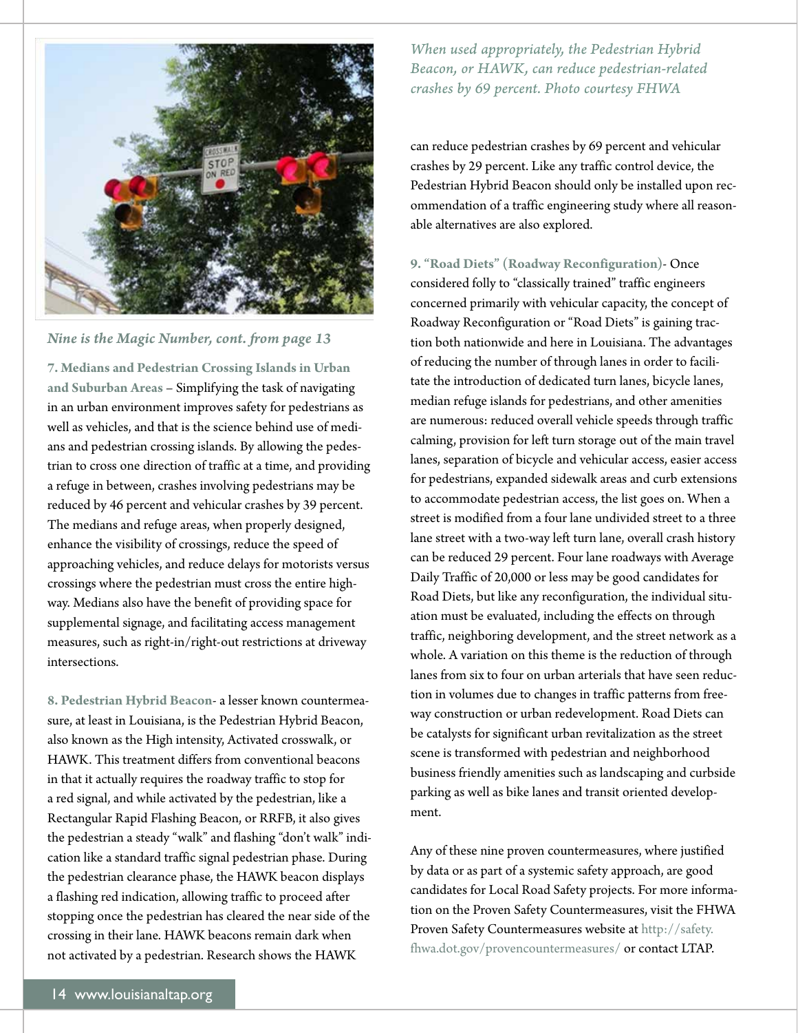*When used appropriately, the Pedestrian Hybrid Beacon, or HAWK, can reduce pedestrian-related crashes by 69 percent. Photo courtesy FHWA*

*Nine is the Magic Number, cont. from page 13*

**7. Medians and Pedestrian Crossing Islands in Urban and Suburban Areas** – Simplifying the task of navigating in an urban environment improves safety for pedestrians as well as vehicles, and that is the science behind use of medians and pedestrian crossing islands. By allowing the pedestrian to cross one direction of traffic at a time, and providing a refuge in between, crashes involving pedestrians may be reduced by 46 percent and vehicular crashes by 39 percent. The medians and refuge areas, when properly designed, enhance the visibility of crossings, reduce the speed of approaching vehicles, and reduce delays for motorists versus crossings where the pedestrian must cross the entire highway. Medians also have the benefit of providing space for supplemental signage, and facilitating access management measures, such as right-in/right-out restrictions at driveway intersections.

**8. Pedestrian Hybrid Beacon**- a lesser known countermeasure, at least in Louisiana, is the Pedestrian Hybrid Beacon, also known as the High intensity, Activated crosswalk, or HAWK. This treatment differs from conventional beacons in that it actually requires the roadway traffic to stop for a red signal, and while activated by the pedestrian, like a Rectangular Rapid Flashing Beacon, or RRFB, it also gives the pedestrian a steady "walk" and flashing "don't walk" indication like a standard traffic signal pedestrian phase. During the pedestrian clearance phase, the HAWK beacon displays a flashing red indication, allowing traffic to proceed after stopping once the pedestrian has cleared the near side of the crossing in their lane. HAWK beacons remain dark when not activated by a pedestrian. Research shows the HAWK can reduce pedestrian crashes by 69 percent and vehicular crashes by 29 percent. Like any traffic control device, the Pedestrian Hybrid Beacon should only be installed upon recommendation of a traffic engineering study where all reasonable alternatives are also explored.

**9. "Road Diets" (Roadway Reconfiguration)**- Once considered folly to "classically trained" traffic engineers concerned primarily with vehicular capacity, the concept of Roadway Reconfiguration or "Road Diets" is gaining traction both nationwide and here in Louisiana. The advantages of reducing the number of through lanes in order to facilitate the introduction of dedicated turn lanes, bicycle lanes, median refuge islands for pedestrians, and other amenities are numerous: reduced overall vehicle speeds through traffic calming, provision for left turn storage out of the main travel lanes, separation of bicycle and vehicular access, easier access for pedestrians, expanded sidewalk areas and curb extensions to accommodate pedestrian access, the list goes on. When a street is modified from a four lane undivided street to a three lane street with a two-way left turn lane, overall crash history can be reduced 29 percent. Four lane roadways with Average Daily Traffic of 20,000 or less may be good candidates for Road Diets, but like any reconfiguration, the individual situation must be evaluated, including the effects on through traffic, neighboring development, and the street network as a whole. A variation on this theme is the reduction of through lanes from six to four on urban arterials that have seen reduction in volumes due to changes in traffic patterns from freeway construction or urban redevelopment. Road Diets can be catalysts for significant urban revitalization as the street scene is transformed with pedestrian and neighborhood business friendly amenities such as landscaping and curbside parking as well as bike lanes and transit oriented development.

Any of these nine proven countermeasures, where justified by data or as part of a systemic safety approach, are good candidates for Local Road Safety projects. For more information on the Proven Safety Countermeasures, visit the FHWA Proven Safety Countermeasures website at http://safety.fhwa.dot.gov/provencountermeasures/ or contact LTAP.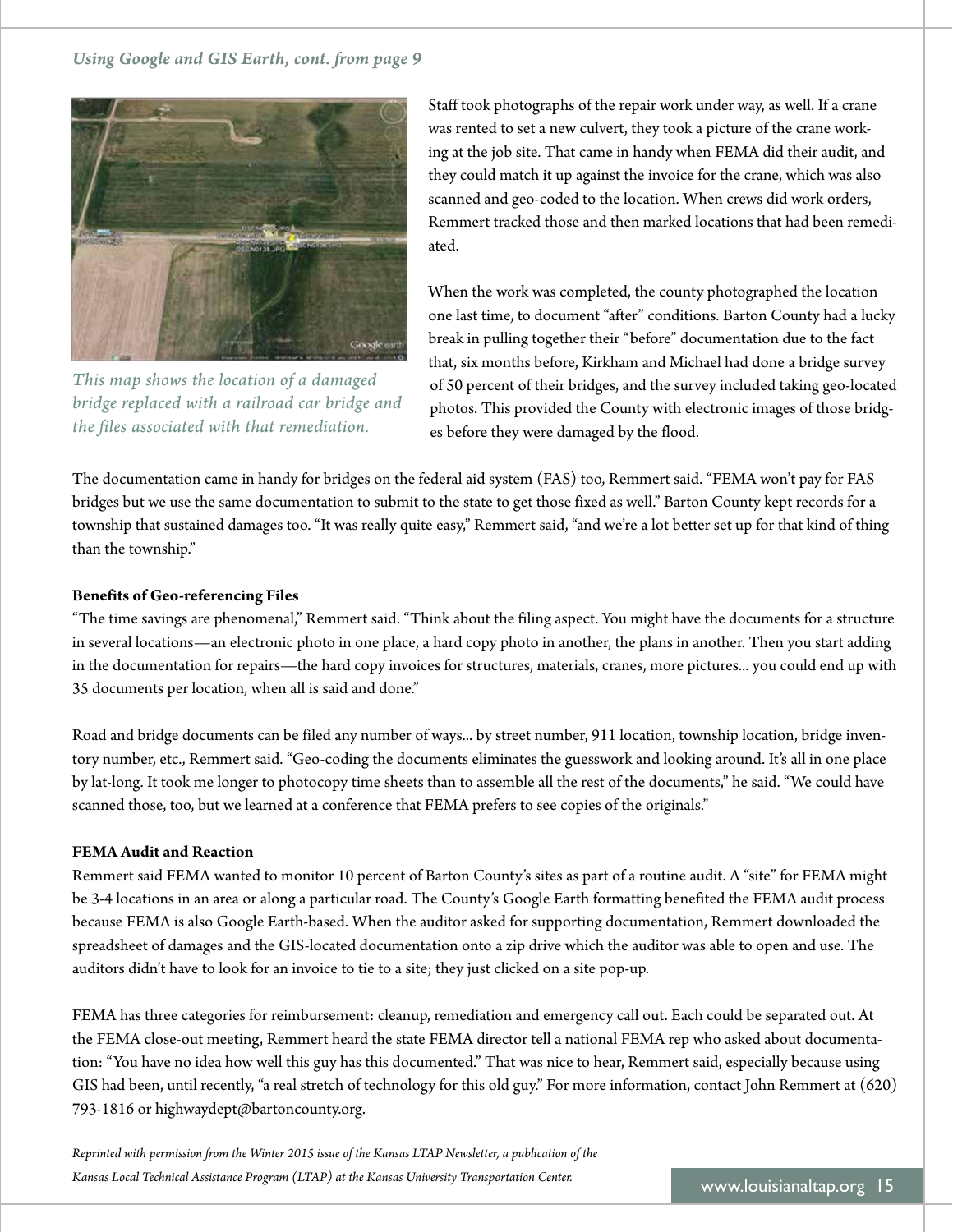*Using Google and GIS Earth, cont. from page 9*

*This map shows the location of a damaged bridge replaced with a railroad car bridge and the files associated with that remediation.*

Staff took photographs of the repair work under way, as well. If a crane was rented to set a new culvert, they took a picture of the crane working at the job site. That came in handy when FEMA did their audit, and they could match it up against the invoice for the crane, which was also scanned and geo-coded to the location. When crews did work orders, Remmert tracked those and then marked locations that had been remediated.

When the work was completed, the county photographed the location one last time, to document "after" conditions. Barton County had a lucky break in pulling together their "before" documentation due to the fact that, six months before, Kirkham and Michael had done a bridge survey of 50 percent of their bridges, and the survey included taking geo-located photos. This provided the County with electronic images of those bridges before they were damaged by the flood.

The documentation came in handy for bridges on the federal aid system (FAS) too, Remmert said. "FEMA won't pay for FAS bridges but we use the same documentation to submit to the state to get those fixed as well." Barton County kept records for a township that sustained damages too. "It was really quite easy," Remmert said, "and we're a lot better set up for that kind of thing than the township."

**Benefits of Geo-referencing Files**

"The time savings are phenomenal," Remmert said. "Think about the filing aspect. You might have the documents for a structure in several locations—an electronic photo in one place, a hard copy photo in another, the plans in another. Then you start adding in the documentation for repairs—the hard copy invoices for structures, materials, cranes, more pictures... you could end up with 35 documents per location, when all is said and done."

Road and bridge documents can be filed any number of ways... by street number, 911 location, township location, bridge inventory number, etc., Remmert said. "Geo-coding the documents eliminates the guesswork and looking around. It's all in one place by lat-long. It took me longer to photocopy time sheets than to assemble all the rest of the documents," he said. "We could have scanned those, too, but we learned at a conference that FEMA prefers to see copies of the originals."

**FEMA Audit and Reaction**

Remmert said FEMA wanted to monitor 10 percent of Barton County's sites as part of a routine audit. A "site" for FEMA might be 3-4 locations in an area or along a particular road. The County's Google Earth formatting benefited the FEMA audit process because FEMA is also Google Earth-based. When the auditor asked for supporting documentation, Remmert downloaded the spreadsheet of damages and the GIS-located documentation onto a zip drive which the auditor was able to open and use. The auditors didn't have to look for an invoice to tie to a site; they just clicked on a site pop-up.

FEMA has three categories for reimbursement: cleanup, remediation and emergency call out. Each could be separated out. At the FEMA close-out meeting, Remmert heard the state FEMA director tell a national FEMA rep who asked about documentation: "You have no idea how well this guy has this documented." That was nice to hear, Remmert said, especially because using GIS had been, until recently, "a real stretch of technology for this old guy." For more information, contact John Remmert at (620) 793-1816 or highwaydept@bartoncounty.org.

*Reprinted with permission from the Winter 2015 issue of the Kansas LTAP Newsletter, a publication of the Kansas Local Technical Assistance Program (LTAP) at the Kansas University Transportation Center.*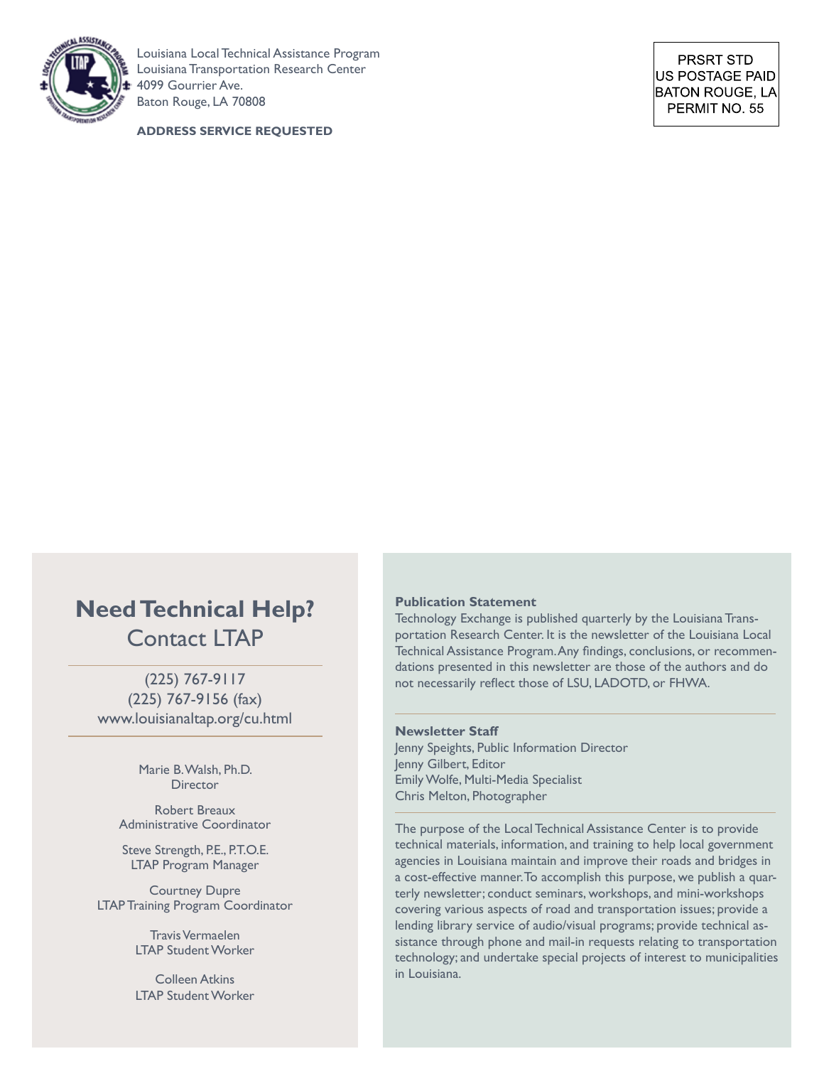Louisiana Local Technical Assistance Program
Louisiana Transportation Research Center
4099 Gourrier Ave.
Baton Rouge, LA 70808

**ADDRESS SERVICE REQUESTED**

PRSRT STD
US POSTAGE PAID
BATON ROUGE, LA
PERMIT NO. 55

## Need Technical Help?

Contact LTAP

(225) 767-9117
(225) 767-9156 (fax)
www.louisianaltap.org/cu.html

Marie B. Walsh, Ph.D.
Director

Robert Breaux
Administrative Coordinator

Steve Strength, P.E., P.T.O.E.
LTAP Program Manager

Courtney Dupre
LTAP Training Program Coordinator

Travis Vermaelen
LTAP Student Worker

Colleen Atkins
LTAP Student Worker

**Publication Statement**

Technology Exchange is published quarterly by the Louisiana Transportation Research Center. It is the newsletter of the Louisiana Local Technical Assistance Program. Any findings, conclusions, or recommendations presented in this newsletter are those of the authors and do not necessarily reflect those of LSU, LADOTD, or FHWA.

**Newsletter Staff**

Jenny Speights, Public Information Director
Jenny Gilbert, Editor
Emily Wolfe, Multi-Media Specialist
Chris Melton, Photographer

The purpose of the Local Technical Assistance Center is to provide technical materials, information, and training to help local government agencies in Louisiana maintain and improve their roads and bridges in a cost-effective manner. To accomplish this purpose, we publish a quarterly newsletter; conduct seminars, workshops, and mini-workshops covering various aspects of road and transportation issues; provide a lending library service of audio/visual programs; provide technical assistance through phone and mail-in requests relating to transportation technology; and undertake special projects of interest to municipalities in Louisiana.